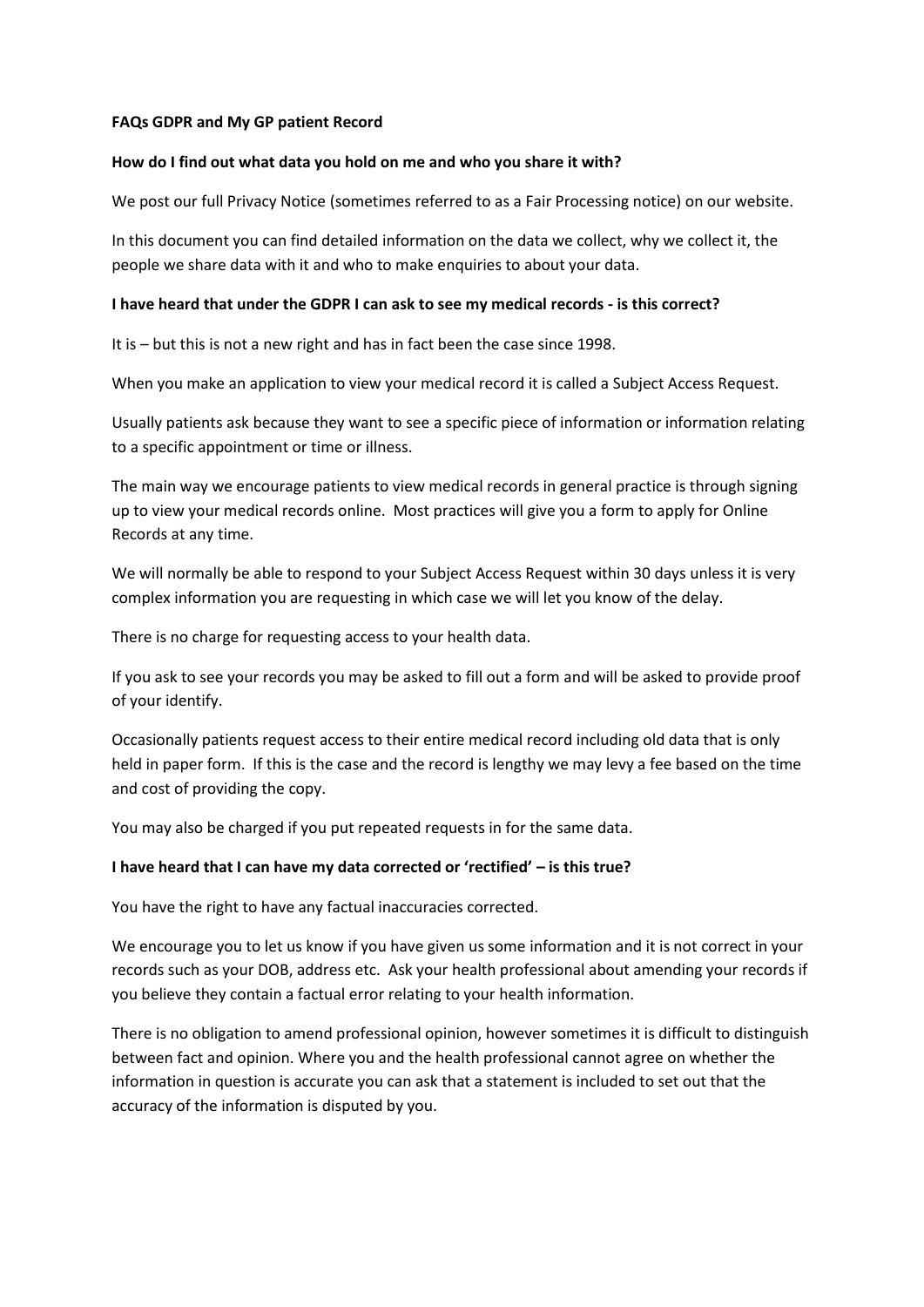**FAQs GDPR and My GP patient Record**

**How do I find out what data you hold on me and who you share it with?**

We post our full Privacy Notice (sometimes referred to as a Fair Processing notice) on our website.

In this document you can find detailed information on the data we collect, why we collect it, the people we share data with it and who to make enquiries to about your data.

**I have heard that under the GDPR I can ask to see my medical records - is this correct?**

It is – but this is not a new right and has in fact been the case since 1998.

When you make an application to view your medical record it is called a Subject Access Request.

Usually patients ask because they want to see a specific piece of information or information relating to a specific appointment or time or illness.

The main way we encourage patients to view medical records in general practice is through signing up to view your medical records online. Most practices will give you a form to apply for Online Records at any time.

We will normally be able to respond to your Subject Access Request within 30 days unless it is very complex information you are requesting in which case we will let you know of the delay.

There is no charge for requesting access to your health data.

If you ask to see your records you may be asked to fill out a form and will be asked to provide proof of your identify.

Occasionally patients request access to their entire medical record including old data that is only held in paper form. If this is the case and the record is lengthy we may levy a fee based on the time and cost of providing the copy.

You may also be charged if you put repeated requests in for the same data.

**I have heard that I can have my data corrected or 'rectified' – is this true?**

You have the right to have any factual inaccuracies corrected.

We encourage you to let us know if you have given us some information and it is not correct in your records such as your DOB, address etc. Ask your health professional about amending your records if you believe they contain a factual error relating to your health information.

There is no obligation to amend professional opinion, however sometimes it is difficult to distinguish between fact and opinion. Where you and the health professional cannot agree on whether the information in question is accurate you can ask that a statement is included to set out that the accuracy of the information is disputed by you.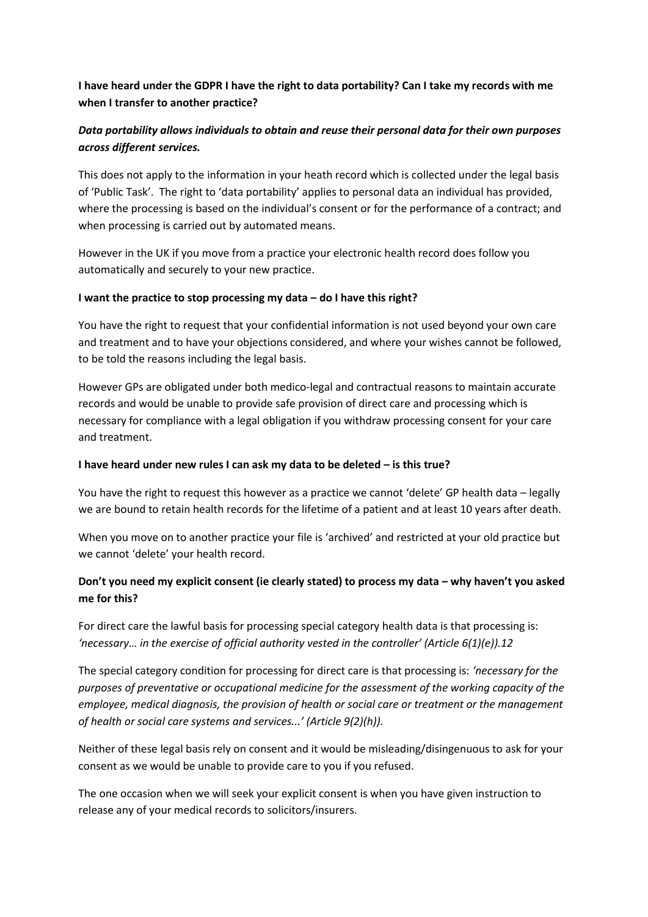**I have heard under the GDPR I have the right to data portability? Can I take my records with me when I transfer to another practice?**

***Data portability allows individuals to obtain and reuse their personal data for their own purposes across different services.***

This does not apply to the information in your heath record which is collected under the legal basis of 'Public Task'. The right to 'data portability' applies to personal data an individual has provided, where the processing is based on the individual's consent or for the performance of a contract; and when processing is carried out by automated means.

However in the UK if you move from a practice your electronic health record does follow you automatically and securely to your new practice.

**I want the practice to stop processing my data – do I have this right?**

You have the right to request that your confidential information is not used beyond your own care and treatment and to have your objections considered, and where your wishes cannot be followed, to be told the reasons including the legal basis.

However GPs are obligated under both medico-legal and contractual reasons to maintain accurate records and would be unable to provide safe provision of direct care and processing which is necessary for compliance with a legal obligation if you withdraw processing consent for your care and treatment.

**I have heard under new rules I can ask my data to be deleted – is this true?**

You have the right to request this however as a practice we cannot 'delete' GP health data – legally we are bound to retain health records for the lifetime of a patient and at least 10 years after death.

When you move on to another practice your file is 'archived' and restricted at your old practice but we cannot 'delete' your health record.

**Don't you need my explicit consent (ie clearly stated) to process my data – why haven't you asked me for this?**

For direct care the lawful basis for processing special category health data is that processing is: *'necessary… in the exercise of official authority vested in the controller' (Article 6(1)(e)).12*

The special category condition for processing for direct care is that processing is: *'necessary for the purposes of preventative or occupational medicine for the assessment of the working capacity of the employee, medical diagnosis, the provision of health or social care or treatment or the management of health or social care systems and services...' (Article 9(2)(h)).*

Neither of these legal basis rely on consent and it would be misleading/disingenuous to ask for your consent as we would be unable to provide care to you if you refused.

The one occasion when we will seek your explicit consent is when you have given instruction to release any of your medical records to solicitors/insurers.